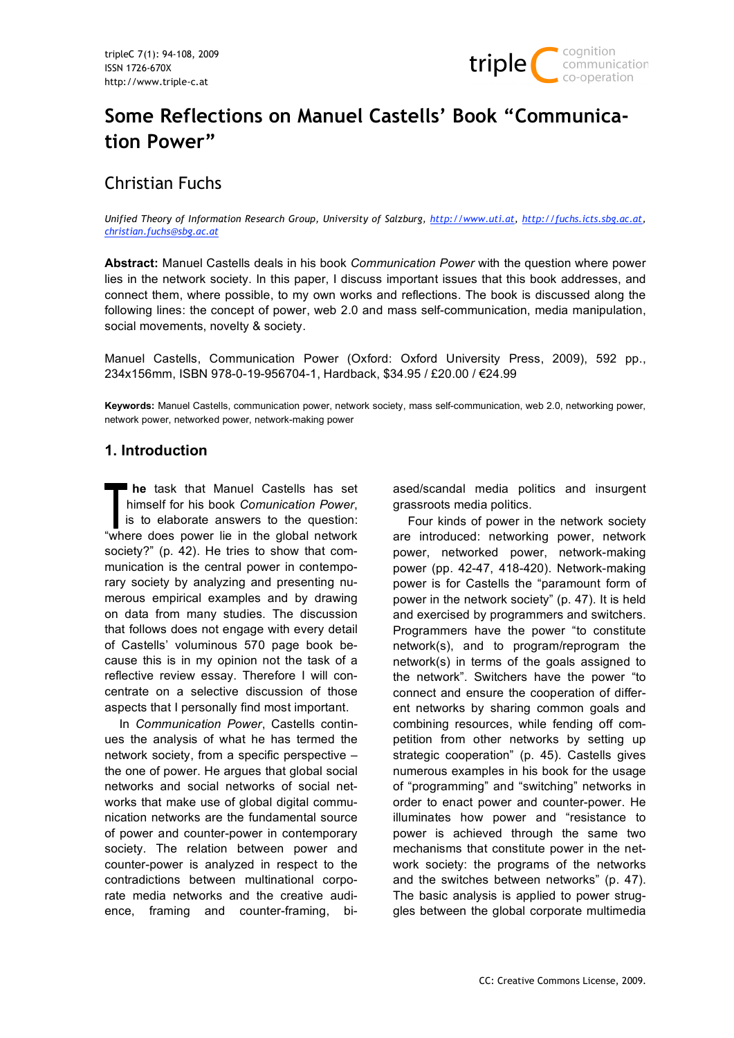# Some Reflections on Manuel Castells' Book "Communication Power"

## Christian Fuchs

*Unified Theory of Information Research Group, University of Salzburg, http://www.uti.at, http://fuchs.icts.sbg.ac.at, christian.fuchs@sbg.ac.at*

**Abstract:** Manuel Castells deals in his book *Communication Power* with the question where power lies in the network society. In this paper, I discuss important issues that this book addresses, and connect them, where possible, to my own works and reflections. The book is discussed along the following lines: the concept of power, web 2.0 and mass self-communication, media manipulation, social movements, novelty & society.

Manuel Castells, Communication Power (Oxford: Oxford University Press, 2009), 592 pp., 234x156mm, ISBN 978-0-19-956704-1, Hardback, $34.95 / £20.00 / €24.99

**Keywords:** Manuel Castells, communication power, network society, mass self-communication, web 2.0, networking power, network power, networked power, network-making power

### 1. Introduction

The task that Manuel Castells has set himself for his book *Communication Power*, is to elaborate answers to the question: "where does power lie in the global network society?" (p. 42). He tries to show that communication is the central power in contemporary society by analyzing and presenting numerous empirical examples and by drawing on data from many studies. The discussion that follows does not engage with every detail of Castells' voluminous 570 page book because this is in my opinion not the task of a reflective review essay. Therefore I will concentrate on a selective discussion of those aspects that I personally find most important.

In *Communication Power*, Castells continues the analysis of what he has termed the network society, from a specific perspective – the one of power. He argues that global social networks and social networks of social networks that make use of global digital communication networks are the fundamental source of power and counter-power in contemporary society. The relation between power and counter-power is analyzed in respect to the contradictions between multinational corporate media networks and the creative audience, framing and counter-framing, biased/scandal media politics and insurgent grassroots media politics.

Four kinds of power in the network society are introduced: networking power, network power, networked power, network-making power (pp. 42-47, 418-420). Network-making power is for Castells the "paramount form of power in the network society" (p. 47). It is held and exercised by programmers and switchers. Programmers have the power "to constitute network(s), and to program/reprogram the network(s) in terms of the goals assigned to the network". Switchers have the power "to connect and ensure the cooperation of different networks by sharing common goals and combining resources, while fending off competition from other networks by setting up strategic cooperation" (p. 45). Castells gives numerous examples in his book for the usage of "programming" and "switching" networks in order to enact power and counter-power. He illuminates how power and "resistance to power is achieved through the same two mechanisms that constitute power in the network society: the programs of the networks and the switches between networks" (p. 47). The basic analysis is applied to power struggles between the global corporate multimedia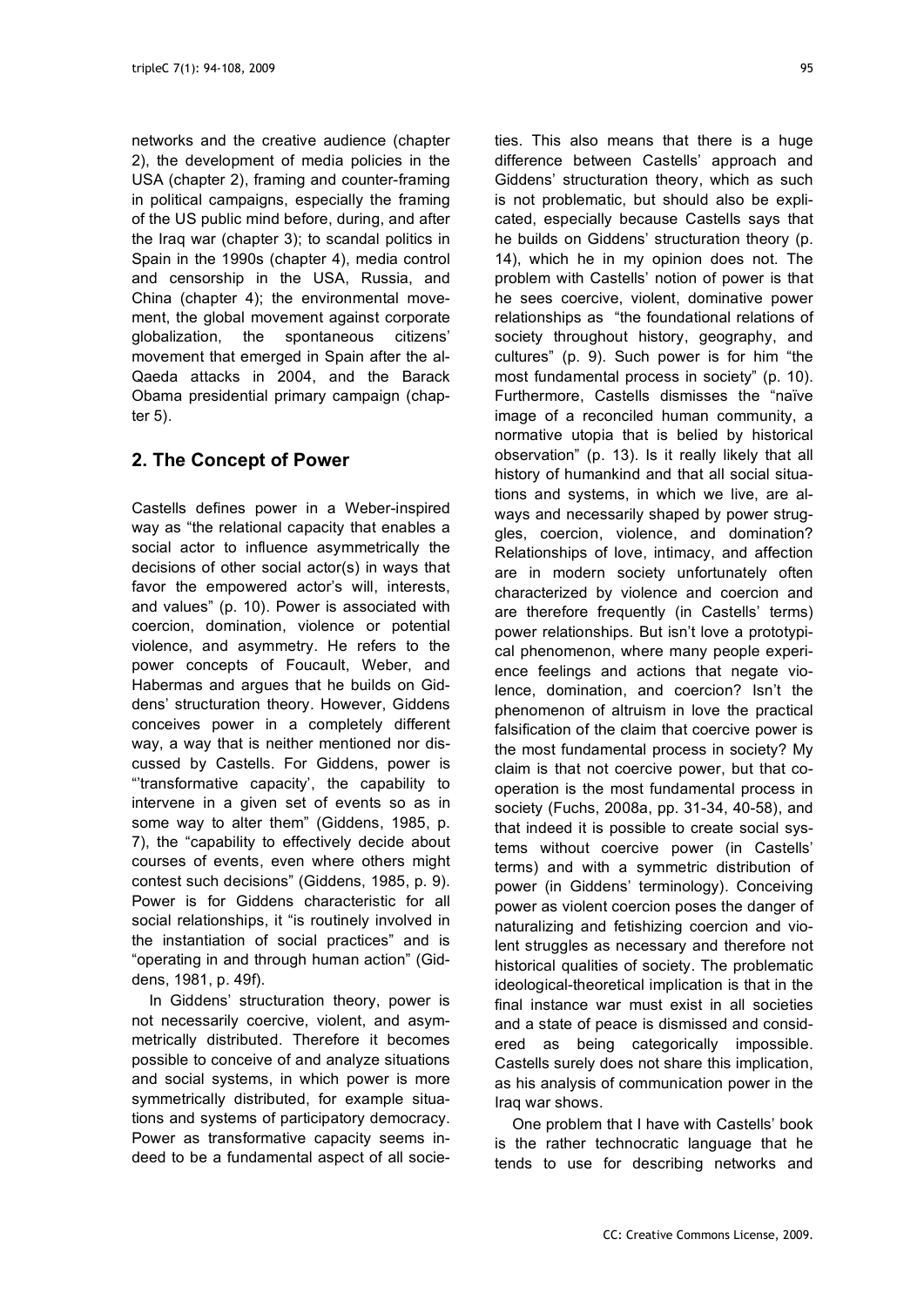networks and the creative audience (chapter 2), the development of media policies in the USA (chapter 2), framing and counter-framing in political campaigns, especially the framing of the US public mind before, during, and after the Iraq war (chapter 3); to scandal politics in Spain in the 1990s (chapter 4), media control and censorship in the USA, Russia, and China (chapter 4); the environmental movement, the global movement against corporate globalization, the spontaneous citizens' movement that emerged in Spain after the al-Qaeda attacks in 2004, and the Barack Obama presidential primary campaign (chapter 5).

## 2. The Concept of Power

Castells defines power in a Weber-inspired way as "the relational capacity that enables a social actor to influence asymmetrically the decisions of other social actor(s) in ways that favor the empowered actor's will, interests, and values" (p. 10). Power is associated with coercion, domination, violence or potential violence, and asymmetry. He refers to the power concepts of Foucault, Weber, and Habermas and argues that he builds on Giddens' structuration theory. However, Giddens conceives power in a completely different way, a way that is neither mentioned nor discussed by Castells. For Giddens, power is "'transformative capacity', the capability to intervene in a given set of events so as in some way to alter them" (Giddens, 1985, p. 7), the "capability to effectively decide about courses of events, even where others might contest such decisions" (Giddens, 1985, p. 9). Power is for Giddens characteristic for all social relationships, it "is routinely involved in the instantiation of social practices" and is "operating in and through human action" (Giddens, 1981, p. 49f).

In Giddens' structuration theory, power is not necessarily coercive, violent, and asymmetrically distributed. Therefore it becomes possible to conceive of and analyze situations and social systems, in which power is more symmetrically distributed, for example situations and systems of participatory democracy. Power as transformative capacity seems indeed to be a fundamental aspect of all societies. This also means that there is a huge difference between Castells' approach and Giddens' structuration theory, which as such is not problematic, but should also be explicated, especially because Castells says that he builds on Giddens' structuration theory (p. 14), which he in my opinion does not. The problem with Castells' notion of power is that he sees coercive, violent, dominative power relationships as "the foundational relations of society throughout history, geography, and cultures" (p. 9). Such power is for him "the most fundamental process in society" (p. 10). Furthermore, Castells dismisses the "naïve image of a reconciled human community, a normative utopia that is belied by historical observation" (p. 13). Is it really likely that all history of humankind and that all social situations and systems, in which we live, are always and necessarily shaped by power struggles, coercion, violence, and domination? Relationships of love, intimacy, and affection are in modern society unfortunately often characterized by violence and coercion and are therefore frequently (in Castells' terms) power relationships. But isn't love a prototypical phenomenon, where many people experience feelings and actions that negate violence, domination, and coercion? Isn't the phenomenon of altruism in love the practical falsification of the claim that coercive power is the most fundamental process in society? My claim is that not coercive power, but that co-operation is the most fundamental process in society (Fuchs, 2008a, pp. 31-34, 40-58), and that indeed it is possible to create social systems without coercive power (in Castells' terms) and with a symmetric distribution of power (in Giddens' terminology). Conceiving power as violent coercion poses the danger of naturalizing and fetishizing coercion and violent struggles as necessary and therefore not historical qualities of society. The problematic ideological-theoretical implication is that in the final instance war must exist in all societies and a state of peace is dismissed and considered as being categorically impossible. Castells surely does not share this implication, as his analysis of communication power in the Iraq war shows.

One problem that I have with Castells' book is the rather technocratic language that he tends to use for describing networks and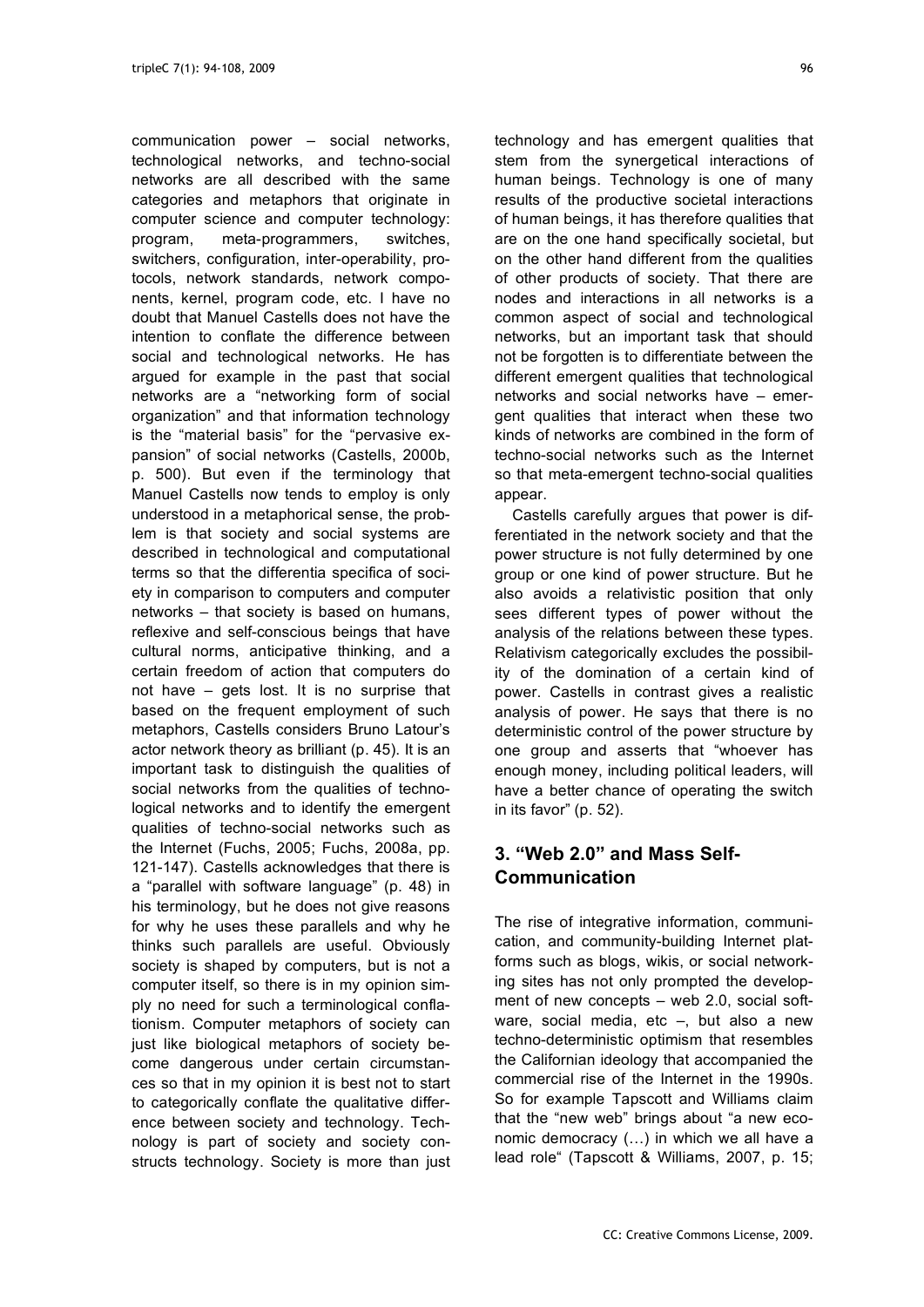communication power – social networks, technological networks, and techno-social networks are all described with the same categories and metaphors that originate in computer science and computer technology: program, meta-programmers, switches, switchers, configuration, inter-operability, protocols, network standards, network components, kernel, program code, etc. I have no doubt that Manuel Castells does not have the intention to conflate the difference between social and technological networks. He has argued for example in the past that social networks are a "networking form of social organization" and that information technology is the "material basis" for the "pervasive expansion" of social networks (Castells, 2000b, p. 500). But even if the terminology that Manuel Castells now tends to employ is only understood in a metaphorical sense, the problem is that society and social systems are described in technological and computational terms so that the differentia specifica of society in comparison to computers and computer networks – that society is based on humans, reflexive and self-conscious beings that have cultural norms, anticipative thinking, and a certain freedom of action that computers do not have – gets lost. It is no surprise that based on the frequent employment of such metaphors, Castells considers Bruno Latour's actor network theory as brilliant (p. 45). It is an important task to distinguish the qualities of social networks from the qualities of technological networks and to identify the emergent qualities of techno-social networks such as the Internet (Fuchs, 2005; Fuchs, 2008a, pp. 121-147). Castells acknowledges that there is a "parallel with software language" (p. 48) in his terminology, but he does not give reasons for why he uses these parallels and why he thinks such parallels are useful. Obviously society is shaped by computers, but is not a computer itself, so there is in my opinion simply no need for such a terminological conflationism. Computer metaphors of society can just like biological metaphors of society become dangerous under certain circumstances so that in my opinion it is best not to start to categorically conflate the qualitative difference between society and technology. Technology is part of society and society constructs technology. Society is more than just technology and has emergent qualities that stem from the synergetical interactions of human beings. Technology is one of many results of the productive societal interactions of human beings, it has therefore qualities that are on the one hand specifically societal, but on the other hand different from the qualities of other products of society. That there are nodes and interactions in all networks is a common aspect of social and technological networks, but an important task that should not be forgotten is to differentiate between the different emergent qualities that technological networks and social networks have – emergent qualities that interact when these two kinds of networks are combined in the form of techno-social networks such as the Internet so that meta-emergent techno-social qualities appear.

Castells carefully argues that power is differentiated in the network society and that the power structure is not fully determined by one group or one kind of power structure. But he also avoids a relativistic position that only sees different types of power without the analysis of the relations between these types. Relativism categorically excludes the possibility of the domination of a certain kind of power. Castells in contrast gives a realistic analysis of power. He says that there is no deterministic control of the power structure by one group and asserts that "whoever has enough money, including political leaders, will have a better chance of operating the switch in its favor" (p. 52).

## 3. "Web 2.0" and Mass Self-Communication

The rise of integrative information, communication, and community-building Internet platforms such as blogs, wikis, or social networking sites has not only prompted the development of new concepts – web 2.0, social software, social media, etc –, but also a new techno-deterministic optimism that resembles the Californian ideology that accompanied the commercial rise of the Internet in the 1990s. So for example Tapscott and Williams claim that the "new web" brings about "a new economic democracy (…) in which we all have a lead role" (Tapscott & Williams, 2007, p. 15;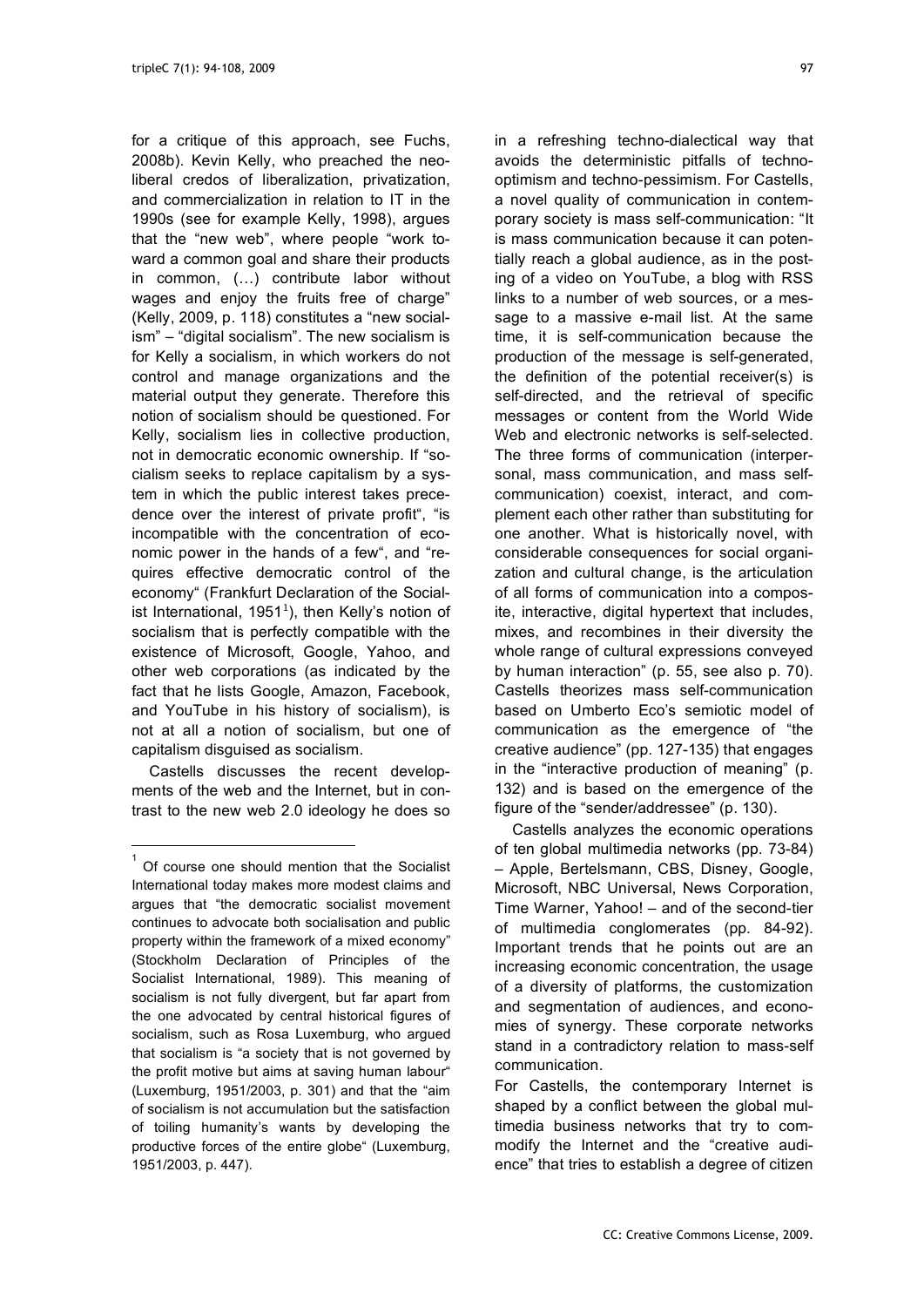for a critique of this approach, see Fuchs, 2008b). Kevin Kelly, who preached the neoliberal credos of liberalization, privatization, and commercialization in relation to IT in the 1990s (see for example Kelly, 1998), argues that the "new web", where people "work toward a common goal and share their products in common, (…) contribute labor without wages and enjoy the fruits free of charge" (Kelly, 2009, p. 118) constitutes a "new socialism" – "digital socialism". The new socialism is for Kelly a socialism, in which workers do not control and manage organizations and the material output they generate. Therefore this notion of socialism should be questioned. For Kelly, socialism lies in collective production, not in democratic economic ownership. If "socialism seeks to replace capitalism by a system in which the public interest takes precedence over the interest of private profit", "is incompatible with the concentration of economic power in the hands of a few", and "requires effective democratic control of the economy" (Frankfurt Declaration of the Socialist International, 1951[1]), then Kelly's notion of socialism that is perfectly compatible with the existence of Microsoft, Google, Yahoo, and other web corporations (as indicated by the fact that he lists Google, Amazon, Facebook, and YouTube in his history of socialism), is not at all a notion of socialism, but one of capitalism disguised as socialism.

Castells discusses the recent developments of the web and the Internet, but in contrast to the new web 2.0 ideology he does so in a refreshing techno-dialectical way that avoids the deterministic pitfalls of techno-optimism and techno-pessimism. For Castells, a novel quality of communication in contemporary society is mass self-communication: "It is mass communication because it can potentially reach a global audience, as in the posting of a video on YouTube, a blog with RSS links to a number of web sources, or a message to a massive e-mail list. At the same time, it is self-communication because the production of the message is self-generated, the definition of the potential receiver(s) is self-directed, and the retrieval of specific messages or content from the World Wide Web and electronic networks is self-selected. The three forms of communication (interpersonal, mass communication, and mass self-communication) coexist, interact, and complement each other rather than substituting for one another. What is historically novel, with considerable consequences for social organization and cultural change, is the articulation of all forms of communication into a composite, interactive, digital hypertext that includes, mixes, and recombines in their diversity the whole range of cultural expressions conveyed by human interaction" (p. 55, see also p. 70). Castells theorizes mass self-communication based on Umberto Eco's semiotic model of communication as the emergence of "the creative audience" (pp. 127-135) that engages in the "interactive production of meaning" (p. 132) and is based on the emergence of the figure of the "sender/addressee" (p. 130).

Castells analyzes the economic operations of ten global multimedia networks (pp. 73-84) – Apple, Bertelsmann, CBS, Disney, Google, Microsoft, NBC Universal, News Corporation, Time Warner, Yahoo! – and of the second-tier of multimedia conglomerates (pp. 84-92). Important trends that he points out are an increasing economic concentration, the usage of a diversity of platforms, the customization and segmentation of audiences, and economies of synergy. These corporate networks stand in a contradictory relation to mass-self communication.

For Castells, the contemporary Internet is shaped by a conflict between the global multimedia business networks that try to commodify the Internet and the "creative audience" that tries to establish a degree of citizen

[1] Of course one should mention that the Socialist International today makes more modest claims and argues that "the democratic socialist movement continues to advocate both socialisation and public property within the framework of a mixed economy" (Stockholm Declaration of Principles of the Socialist International, 1989). This meaning of socialism is not fully divergent, but far apart from the one advocated by central historical figures of socialism, such as Rosa Luxemburg, who argued that socialism is "a society that is not governed by the profit motive but aims at saving human labour" (Luxemburg, 1951/2003, p. 301) and that the "aim of socialism is not accumulation but the satisfaction of toiling humanity's wants by developing the productive forces of the entire globe" (Luxemburg, 1951/2003, p. 447).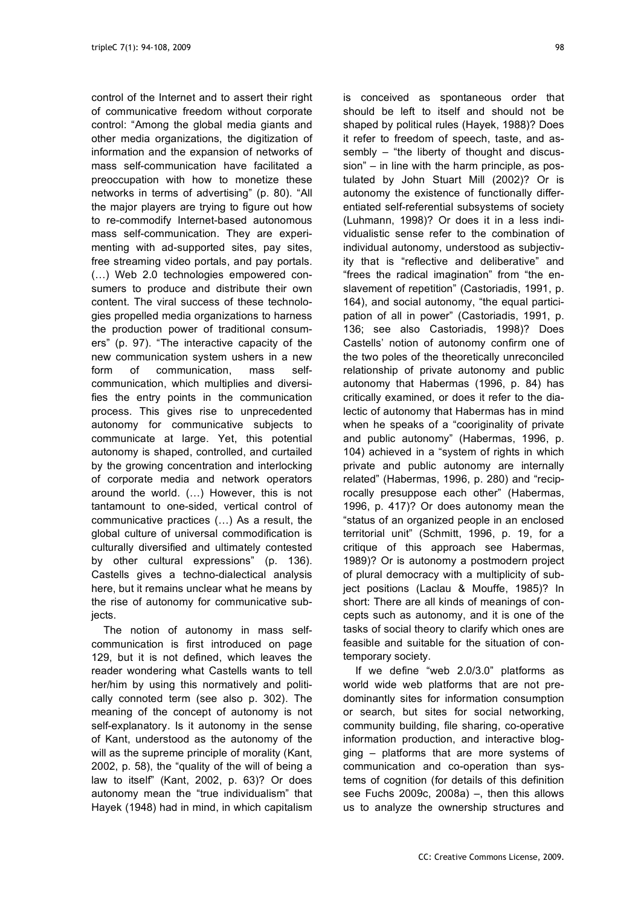control of the Internet and to assert their right of communicative freedom without corporate control: "Among the global media giants and other media organizations, the digitization of information and the expansion of networks of mass self-communication have facilitated a preoccupation with how to monetize these networks in terms of advertising" (p. 80). "All the major players are trying to figure out how to re-commodify Internet-based autonomous mass self-communication. They are experimenting with ad-supported sites, pay sites, free streaming video portals, and pay portals. (…) Web 2.0 technologies empowered consumers to produce and distribute their own content. The viral success of these technologies propelled media organizations to harness the production power of traditional consumers" (p. 97). "The interactive capacity of the new communication system ushers in a new form of communication, mass self-communication, which multiplies and diversifies the entry points in the communication process. This gives rise to unprecedented autonomy for communicative subjects to communicate at large. Yet, this potential autonomy is shaped, controlled, and curtailed by the growing concentration and interlocking of corporate media and network operators around the world. (…) However, this is not tantamount to one-sided, vertical control of communicative practices (…) As a result, the global culture of universal commodification is culturally diversified and ultimately contested by other cultural expressions" (p. 136). Castells gives a techno-dialectical analysis here, but it remains unclear what he means by the rise of autonomy for communicative subjects.

The notion of autonomy in mass self-communication is first introduced on page 129, but it is not defined, which leaves the reader wondering what Castells wants to tell her/him by using this normatively and politically connoted term (see also p. 302). The meaning of the concept of autonomy is not self-explanatory. Is it autonomy in the sense of Kant, understood as the autonomy of the will as the supreme principle of morality (Kant, 2002, p. 58), the "quality of the will of being a law to itself" (Kant, 2002, p. 63)? Or does autonomy mean the "true individualism" that Hayek (1948) had in mind, in which capitalism is conceived as spontaneous order that should be left to itself and should not be shaped by political rules (Hayek, 1988)? Does it refer to freedom of speech, taste, and assembly – "the liberty of thought and discussion" – in line with the harm principle, as postulated by John Stuart Mill (2002)? Or is autonomy the existence of functionally differentiated self-referential subsystems of society (Luhmann, 1998)? Or does it in a less individualistic sense refer to the combination of individual autonomy, understood as subjectivity that is "reflective and deliberative" and "frees the radical imagination" from "the enslavement of repetition" (Castoriadis, 1991, p. 164), and social autonomy, "the equal participation of all in power" (Castoriadis, 1991, p. 136; see also Castoriadis, 1998)? Does Castells' notion of autonomy confirm one of the two poles of the theoretically unreconciled relationship of private autonomy and public autonomy that Habermas (1996, p. 84) has critically examined, or does it refer to the dialectic of autonomy that Habermas has in mind when he speaks of a "cooriginality of private and public autonomy" (Habermas, 1996, p. 104) achieved in a "system of rights in which private and public autonomy are internally related" (Habermas, 1996, p. 280) and "reciprocally presuppose each other" (Habermas, 1996, p. 417)? Or does autonomy mean the "status of an organized people in an enclosed territorial unit" (Schmitt, 1996, p. 19, for a critique of this approach see Habermas, 1989)? Or is autonomy a postmodern project of plural democracy with a multiplicity of subject positions (Laclau & Mouffe, 1985)? In short: There are all kinds of meanings of concepts such as autonomy, and it is one of the tasks of social theory to clarify which ones are feasible and suitable for the situation of contemporary society.

If we define "web 2.0/3.0" platforms as world wide web platforms that are not predominantly sites for information consumption or search, but sites for social networking, community building, file sharing, co-operative information production, and interactive blogging – platforms that are more systems of communication and co-operation than systems of cognition (for details of this definition see Fuchs 2009c, 2008a) –, then this allows us to analyze the ownership structures and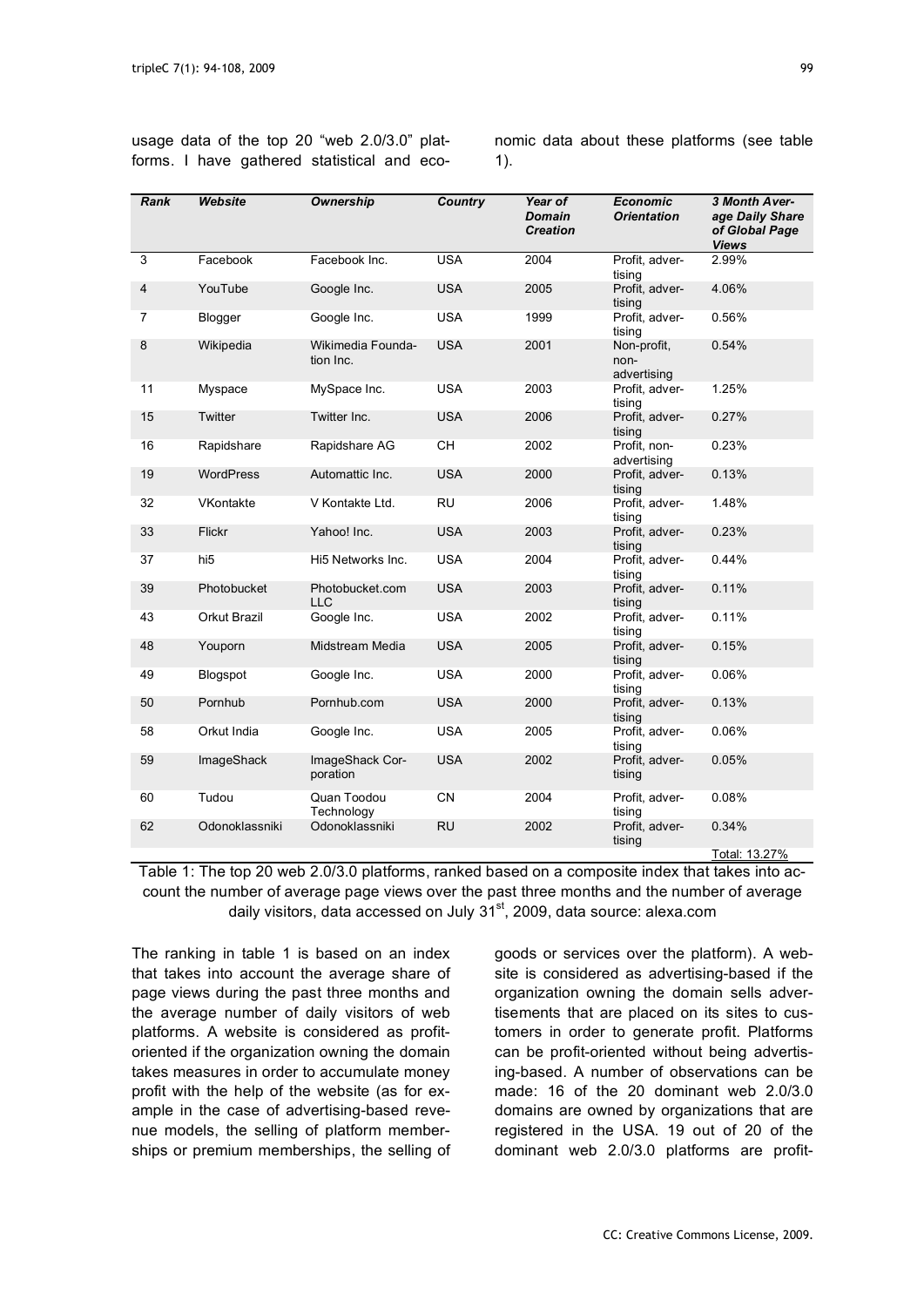usage data of the top 20 "web 2.0/3.0" platforms. I have gathered statistical and economic data about these platforms (see table 1).

| Rank | Website | Ownership | Country | Year of Domain Creation | Economic Orientation | 3 Month Average Daily Share of Global Page Views |
|---|---|---|---|---|---|---|
| 3 | Facebook | Facebook Inc. | USA | 2004 | Profit, advertising | 2.99% |
| 4 | YouTube | Google Inc. | USA | 2005 | Profit, advertising | 4.06% |
| 7 | Blogger | Google Inc. | USA | 1999 | Profit, advertising | 0.56% |
| 8 | Wikipedia | Wikimedia Foundation Inc. | USA | 2001 | Non-profit, non-advertising | 0.54% |
| 11 | Myspace | MySpace Inc. | USA | 2003 | Profit, advertising | 1.25% |
| 15 | Twitter | Twitter Inc. | USA | 2006 | Profit, advertising | 0.27% |
| 16 | Rapidshare | Rapidshare AG | CH | 2002 | Profit, non-advertising | 0.23% |
| 19 | WordPress | Automattic Inc. | USA | 2000 | Profit, advertising | 0.13% |
| 32 | VKontakte | V Kontakte Ltd. | RU | 2006 | Profit, advertising | 1.48% |
| 33 | Flickr | Yahoo! Inc. | USA | 2003 | Profit, advertising | 0.23% |
| 37 | hi5 | Hi5 Networks Inc. | USA | 2004 | Profit, advertising | 0.44% |
| 39 | Photobucket | Photobucket.com LLC | USA | 2003 | Profit, advertising | 0.11% |
| 43 | Orkut Brazil | Google Inc. | USA | 2002 | Profit, advertising | 0.11% |
| 48 | Youporn | Midstream Media | USA | 2005 | Profit, advertising | 0.15% |
| 49 | Blogspot | Google Inc. | USA | 2000 | Profit, advertising | 0.06% |
| 50 | Pornhub | Pornhub.com | USA | 2000 | Profit, advertising | 0.13% |
| 58 | Orkut India | Google Inc. | USA | 2005 | Profit, advertising | 0.06% |
| 59 | ImageShack | ImageShack Corporation | USA | 2002 | Profit, advertising | 0.05% |
| 60 | Tudou | Quan Toodou Technology | CN | 2004 | Profit, advertising | 0.08% |
| 62 | Odonoklassniki | Odonoklassniki | RU | 2002 | Profit, advertising | 0.34% |
| | | | | | | Total: 13.27% |

Table 1: The top 20 web 2.0/3.0 platforms, ranked based on a composite index that takes into account the number of average page views over the past three months and the number of average daily visitors, data accessed on July 31st, 2009, data source: alexa.com

The ranking in table 1 is based on an index that takes into account the average share of page views during the past three months and the average number of daily visitors of web platforms. A website is considered as profit-oriented if the organization owning the domain takes measures in order to accumulate money profit with the help of the website (as for example in the case of advertising-based revenue models, the selling of platform memberships or premium memberships, the selling of goods or services over the platform). A website is considered as advertising-based if the organization owning the domain sells advertisements that are placed on its sites to customers in order to generate profit. Platforms can be profit-oriented without being advertising-based. A number of observations can be made: 16 of the 20 dominant web 2.0/3.0 domains are owned by organizations that are registered in the USA. 19 out of 20 of the dominant web 2.0/3.0 platforms are profit-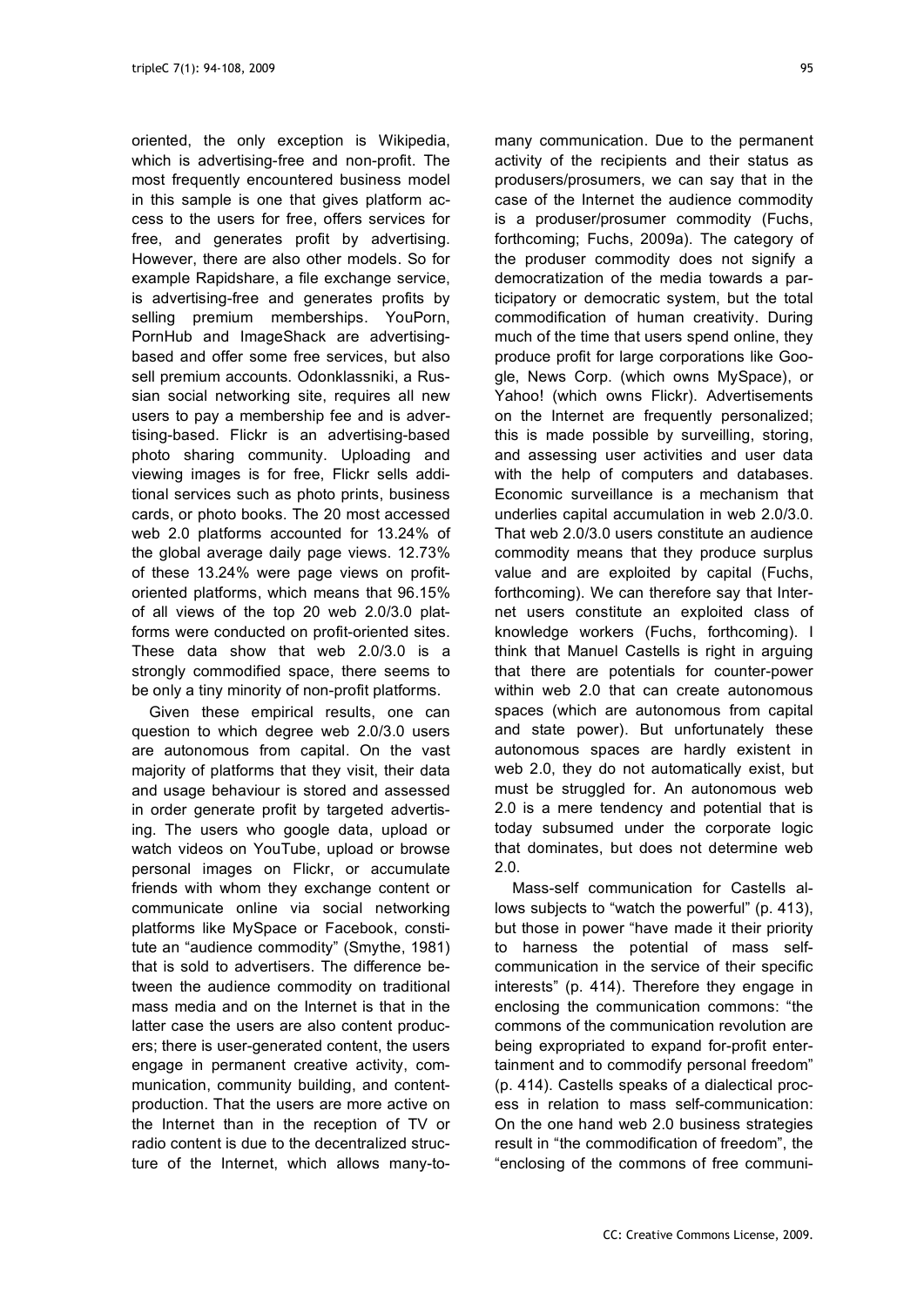oriented, the only exception is Wikipedia, which is advertising-free and non-profit. The most frequently encountered business model in this sample is one that gives platform access to the users for free, offers services for free, and generates profit by advertising. However, there are also other models. So for example Rapidshare, a file exchange service, is advertising-free and generates profits by selling premium memberships. YouPorn, PornHub and ImageShack are advertising-based and offer some free services, but also sell premium accounts. Odonklassniki, a Russian social networking site, requires all new users to pay a membership fee and is advertising-based. Flickr is an advertising-based photo sharing community. Uploading and viewing images is for free, Flickr sells additional services such as photo prints, business cards, or photo books. The 20 most accessed web 2.0 platforms accounted for 13.24% of the global average daily page views. 12.73% of these 13.24% were page views on profit-oriented platforms, which means that 96.15% of all views of the top 20 web 2.0/3.0 platforms were conducted on profit-oriented sites. These data show that web 2.0/3.0 is a strongly commodified space, there seems to be only a tiny minority of non-profit platforms.

Given these empirical results, one can question to which degree web 2.0/3.0 users are autonomous from capital. On the vast majority of platforms that they visit, their data and usage behaviour is stored and assessed in order generate profit by targeted advertising. The users who google data, upload or watch videos on YouTube, upload or browse personal images on Flickr, or accumulate friends with whom they exchange content or communicate online via social networking platforms like MySpace or Facebook, constitute an "audience commodity" (Smythe, 1981) that is sold to advertisers. The difference between the audience commodity on traditional mass media and on the Internet is that in the latter case the users are also content producers; there is user-generated content, the users engage in permanent creative activity, communication, community building, and content-production. That the users are more active on the Internet than in the reception of TV or radio content is due to the decentralized structure of the Internet, which allows many-to-many communication. Due to the permanent activity of the recipients and their status as produsers/prosumers, we can say that in the case of the Internet the audience commodity is a produser/prosumer commodity (Fuchs, forthcoming; Fuchs, 2009a). The category of the produser commodity does not signify a democratization of the media towards a participatory or democratic system, but the total commodification of human creativity. During much of the time that users spend online, they produce profit for large corporations like Google, News Corp. (which owns MySpace), or Yahoo! (which owns Flickr). Advertisements on the Internet are frequently personalized; this is made possible by surveilling, storing, and assessing user activities and user data with the help of computers and databases. Economic surveillance is a mechanism that underlies capital accumulation in web 2.0/3.0. That web 2.0/3.0 users constitute an audience commodity means that they produce surplus value and are exploited by capital (Fuchs, forthcoming). We can therefore say that Internet users constitute an exploited class of knowledge workers (Fuchs, forthcoming). I think that Manuel Castells is right in arguing that there are potentials for counter-power within web 2.0 that can create autonomous spaces (which are autonomous from capital and state power). But unfortunately these autonomous spaces are hardly existent in web 2.0, they do not automatically exist, but must be struggled for. An autonomous web 2.0 is a mere tendency and potential that is today subsumed under the corporate logic that dominates, but does not determine web 2.0.

Mass-self communication for Castells allows subjects to "watch the powerful" (p. 413), but those in power "have made it their priority to harness the potential of mass self-communication in the service of their specific interests" (p. 414). Therefore they engage in enclosing the communication commons: "the commons of the communication revolution are being expropriated to expand for-profit entertainment and to commodify personal freedom" (p. 414). Castells speaks of a dialectical process in relation to mass self-communication: On the one hand web 2.0 business strategies result in "the commodification of freedom", the "enclosing of the commons of free communi-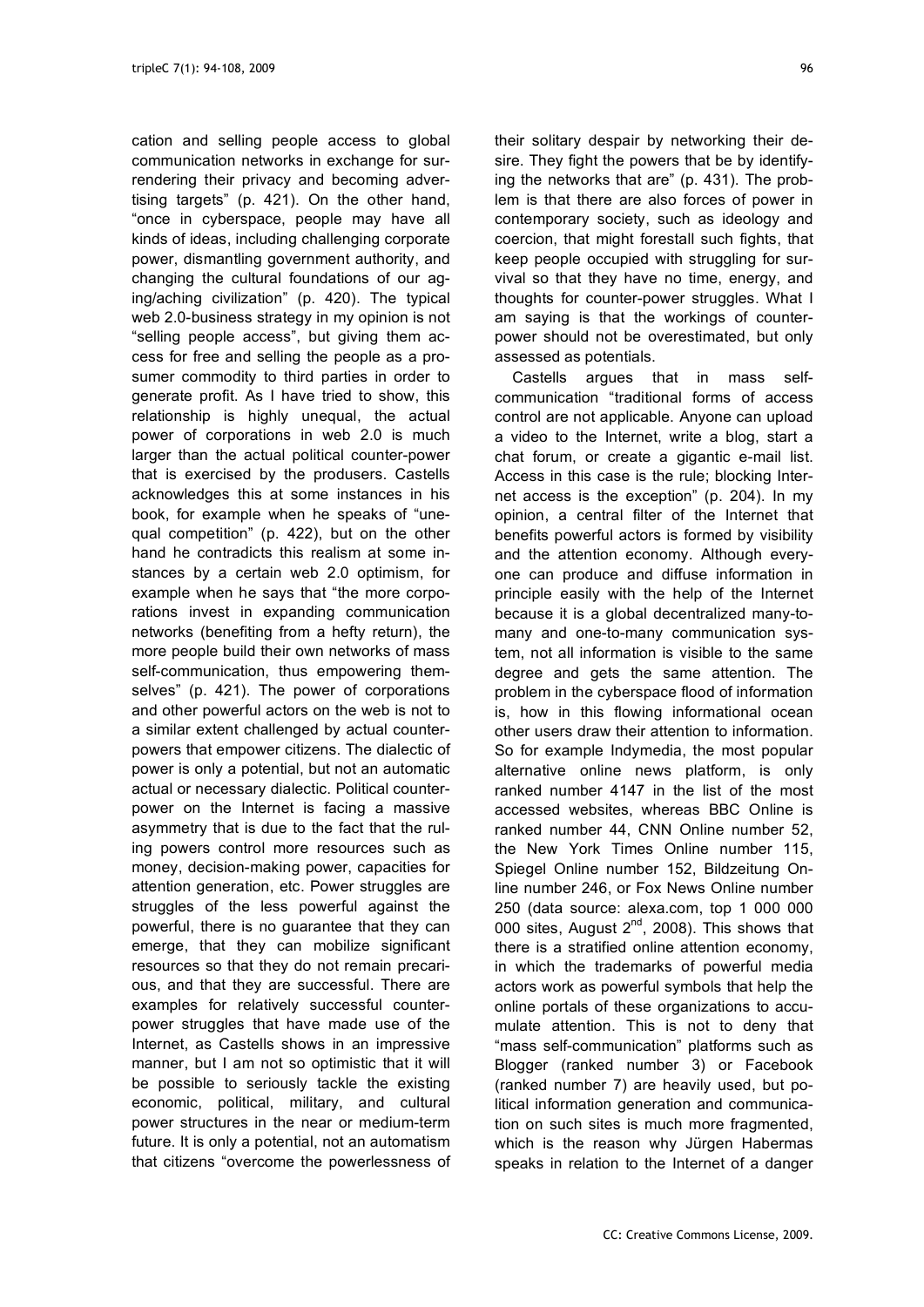cation and selling people access to global communication networks in exchange for surrendering their privacy and becoming advertising targets" (p. 421). On the other hand, "once in cyberspace, people may have all kinds of ideas, including challenging corporate power, dismantling government authority, and changing the cultural foundations of our aging/aching civilization" (p. 420). The typical web 2.0-business strategy in my opinion is not "selling people access", but giving them access for free and selling the people as a prosumer commodity to third parties in order to generate profit. As I have tried to show, this relationship is highly unequal, the actual power of corporations in web 2.0 is much larger than the actual political counter-power that is exercised by the produsers. Castells acknowledges this at some instances in his book, for example when he speaks of "unequal competition" (p. 422), but on the other hand he contradicts this realism at some instances by a certain web 2.0 optimism, for example when he says that "the more corporations invest in expanding communication networks (benefiting from a hefty return), the more people build their own networks of mass self-communication, thus empowering themselves" (p. 421). The power of corporations and other powerful actors on the web is not to a similar extent challenged by actual counter-powers that empower citizens. The dialectic of power is only a potential, but not an automatic actual or necessary dialectic. Political counter-power on the Internet is facing a massive asymmetry that is due to the fact that the ruling powers control more resources such as money, decision-making power, capacities for attention generation, etc. Power struggles are struggles of the less powerful against the powerful, there is no guarantee that they can emerge, that they can mobilize significant resources so that they do not remain precarious, and that they are successful. There are examples for relatively successful counter-power struggles that have made use of the Internet, as Castells shows in an impressive manner, but I am not so optimistic that it will be possible to seriously tackle the existing economic, political, military, and cultural power structures in the near or medium-term future. It is only a potential, not an automatism that citizens "overcome the powerlessness of their solitary despair by networking their desire. They fight the powers that be by identifying the networks that are" (p. 431). The problem is that there are also forces of power in contemporary society, such as ideology and coercion, that might forestall such fights, that keep people occupied with struggling for survival so that they have no time, energy, and thoughts for counter-power struggles. What I am saying is that the workings of counter-power should not be overestimated, but only assessed as potentials.

Castells argues that in mass self-communication "traditional forms of access control are not applicable. Anyone can upload a video to the Internet, write a blog, start a chat forum, or create a gigantic e-mail list. Access in this case is the rule; blocking Internet access is the exception" (p. 204). In my opinion, a central filter of the Internet that benefits powerful actors is formed by visibility and the attention economy. Although everyone can produce and diffuse information in principle easily with the help of the Internet because it is a global decentralized many-to-many and one-to-many communication system, not all information is visible to the same degree and gets the same attention. The problem in the cyberspace flood of information is, how in this flowing informational ocean other users draw their attention to information. So for example Indymedia, the most popular alternative online news platform, is only ranked number 4147 in the list of the most accessed websites, whereas BBC Online is ranked number 44, CNN Online number 52, the New York Times Online number 115, Spiegel Online number 152, Bildzeitung Online number 246, or Fox News Online number 250 (data source: alexa.com, top 1 000 000 000 sites, August 2nd, 2008). This shows that there is a stratified online attention economy, in which the trademarks of powerful media actors work as powerful symbols that help the online portals of these organizations to accumulate attention. This is not to deny that "mass self-communication" platforms such as Blogger (ranked number 3) or Facebook (ranked number 7) are heavily used, but political information generation and communication on such sites is much more fragmented, which is the reason why Jürgen Habermas speaks in relation to the Internet of a danger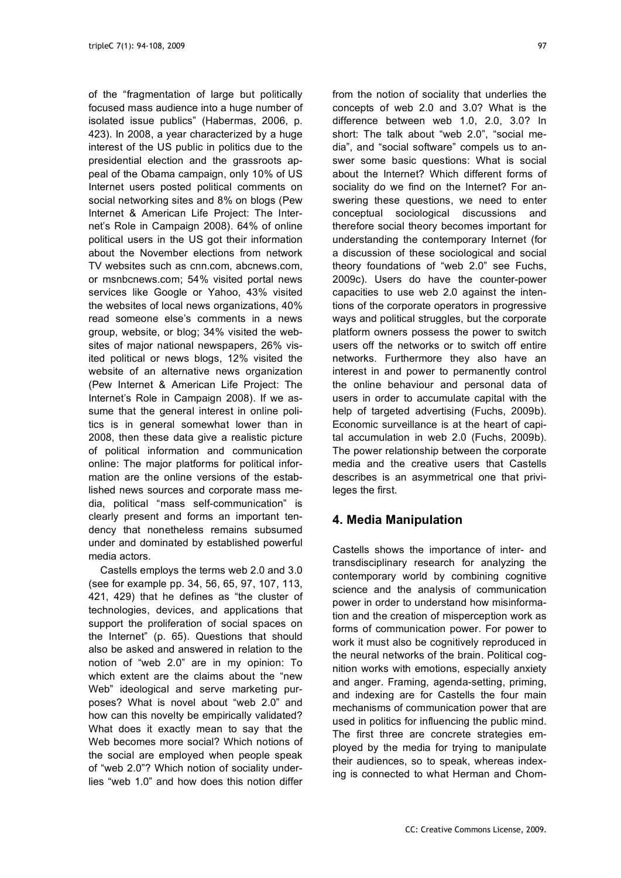of the "fragmentation of large but politically focused mass audience into a huge number of isolated issue publics" (Habermas, 2006, p. 423). In 2008, a year characterized by a huge interest of the US public in politics due to the presidential election and the grassroots appeal of the Obama campaign, only 10% of US Internet users posted political comments on social networking sites and 8% on blogs (Pew Internet & American Life Project: The Internet's Role in Campaign 2008). 64% of online political users in the US got their information about the November elections from network TV websites such as cnn.com, abcnews.com, or msnbcnews.com; 54% visited portal news services like Google or Yahoo, 43% visited the websites of local news organizations, 40% read someone else's comments in a news group, website, or blog; 34% visited the websites of major national newspapers, 26% visited political or news blogs, 12% visited the website of an alternative news organization (Pew Internet & American Life Project: The Internet's Role in Campaign 2008). If we assume that the general interest in online politics is in general somewhat lower than in 2008, then these data give a realistic picture of political information and communication online: The major platforms for political information are the online versions of the established news sources and corporate mass media, political "mass self-communication" is clearly present and forms an important tendency that nonetheless remains subsumed under and dominated by established powerful media actors.

Castells employs the terms web 2.0 and 3.0 (see for example pp. 34, 56, 65, 97, 107, 113, 421, 429) that he defines as "the cluster of technologies, devices, and applications that support the proliferation of social spaces on the Internet" (p. 65). Questions that should also be asked and answered in relation to the notion of "web 2.0" are in my opinion: To which extent are the claims about the "new Web" ideological and serve marketing purposes? What is novel about "web 2.0" and how can this novelty be empirically validated? What does it exactly mean to say that the Web becomes more social? Which notions of the social are employed when people speak of "web 2.0"? Which notion of sociality underlies "web 1.0" and how does this notion differ from the notion of sociality that underlies the concepts of web 2.0 and 3.0? What is the difference between web 1.0, 2.0, 3.0? In short: The talk about "web 2.0", "social media", and "social software" compels us to answer some basic questions: What is social about the Internet? Which different forms of sociality do we find on the Internet? For answering these questions, we need to enter conceptual sociological discussions and therefore social theory becomes important for understanding the contemporary Internet (for a discussion of these sociological and social theory foundations of "web 2.0" see Fuchs, 2009c). Users do have the counter-power capacities to use web 2.0 against the intentions of the corporate operators in progressive ways and political struggles, but the corporate platform owners possess the power to switch users off the networks or to switch off entire networks. Furthermore they also have an interest in and power to permanently control the online behaviour and personal data of users in order to accumulate capital with the help of targeted advertising (Fuchs, 2009b). Economic surveillance is at the heart of capital accumulation in web 2.0 (Fuchs, 2009b). The power relationship between the corporate media and the creative users that Castells describes is an asymmetrical one that privileges the first.

## 4. Media Manipulation

Castells shows the importance of inter- and transdisciplinary research for analyzing the contemporary world by combining cognitive science and the analysis of communication power in order to understand how misinformation and the creation of misperception work as forms of communication power. For power to work it must also be cognitively reproduced in the neural networks of the brain. Political cognition works with emotions, especially anxiety and anger. Framing, agenda-setting, priming, and indexing are for Castells the four main mechanisms of communication power that are used in politics for influencing the public mind. The first three are concrete strategies employed by the media for trying to manipulate their audiences, so to speak, whereas indexing is connected to what Herman and Chom-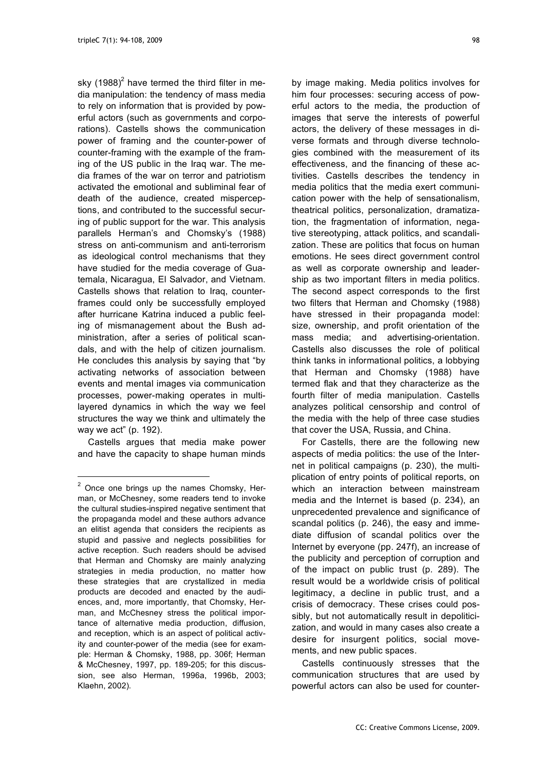sky (1988)[2] have termed the third filter in media manipulation: the tendency of mass media to rely on information that is provided by powerful actors (such as governments and corporations). Castells shows the communication power of framing and the counter-power of counter-framing with the example of the framing of the US public in the Iraq war. The media frames of the war on terror and patriotism activated the emotional and subliminal fear of death of the audience, created misperceptions, and contributed to the successful securing of public support for the war. This analysis parallels Herman's and Chomsky's (1988) stress on anti-communism and anti-terrorism as ideological control mechanisms that they have studied for the media coverage of Guatemala, Nicaragua, El Salvador, and Vietnam. Castells shows that relation to Iraq, counterframes could only be successfully employed after hurricane Katrina induced a public feeling of mismanagement about the Bush administration, after a series of political scandals, and with the help of citizen journalism. He concludes this analysis by saying that "by activating networks of association between events and mental images via communication processes, power-making operates in multilayered dynamics in which the way we feel structures the way we think and ultimately the way we act" (p. 192).

Castells argues that media make power and have the capacity to shape human minds by image making. Media politics involves for him four processes: securing access of powerful actors to the media, the production of images that serve the interests of powerful actors, the delivery of these messages in diverse formats and through diverse technologies combined with the measurement of its effectiveness, and the financing of these activities. Castells describes the tendency in media politics that the media exert communication power with the help of sensationalism, theatrical politics, personalization, dramatization, the fragmentation of information, negative stereotyping, attack politics, and scandalization. These are politics that focus on human emotions. He sees direct government control as well as corporate ownership and leadership as two important filters in media politics. The second aspect corresponds to the first two filters that Herman and Chomsky (1988) have stressed in their propaganda model: size, ownership, and profit orientation of the mass media; and advertising-orientation. Castells also discusses the role of political think tanks in informational politics, a lobbying that Herman and Chomsky (1988) have termed flak and that they characterize as the fourth filter of media manipulation. Castells analyzes political censorship and control of the media with the help of three case studies that cover the USA, Russia, and China.

For Castells, there are the following new aspects of media politics: the use of the Internet in political campaigns (p. 230), the multiplication of entry points of political reports, on which an interaction between mainstream media and the Internet is based (p. 234), an unprecedented prevalence and significance of scandal politics (p. 246), the easy and immediate diffusion of scandal politics over the Internet by everyone (pp. 247f), an increase of the publicity and perception of corruption and of the impact on public trust (p. 289). The result would be a worldwide crisis of political legitimacy, a decline in public trust, and a crisis of democracy. These crises could possibly, but not automatically result in depoliticization, and would in many cases also create a desire for insurgent politics, social movements, and new public spaces.

Castells continuously stresses that the communication structures that are used by powerful actors can also be used for counter-

[2] Once one brings up the names Chomsky, Herman, or McChesney, some readers tend to invoke the cultural studies-inspired negative sentiment that the propaganda model and these authors advance an elitist agenda that considers the recipients as stupid and passive and neglects possibilities for active reception. Such readers should be advised that Herman and Chomsky are mainly analyzing strategies in media production, no matter how these strategies that are crystallized in media products are decoded and enacted by the audiences, and, more importantly, that Chomsky, Herman, and McChesney stress the political importance of alternative media production, diffusion, and reception, which is an aspect of political activity and counter-power of the media (see for example: Herman & Chomsky, 1988, pp. 306f; Herman & McChesney, 1997, pp. 189-205; for this discussion, see also Herman, 1996a, 1996b, 2003; Klaehn, 2002).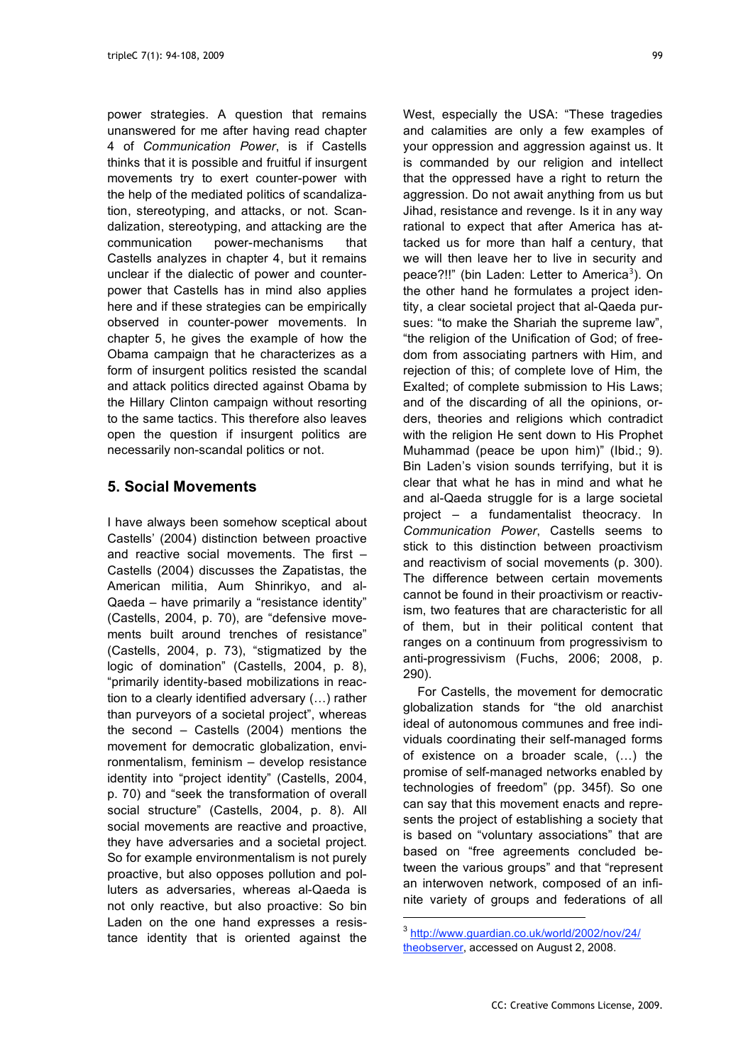power strategies. A question that remains unanswered for me after having read chapter 4 of *Communication Power*, is if Castells thinks that it is possible and fruitful if insurgent movements try to exert counter-power with the help of the mediated politics of scandalization, stereotyping, and attacks, or not. Scandalization, stereotyping, and attacking are the communication power-mechanisms that Castells analyzes in chapter 4, but it remains unclear if the dialectic of power and counter-power that Castells has in mind also applies here and if these strategies can be empirically observed in counter-power movements. In chapter 5, he gives the example of how the Obama campaign that he characterizes as a form of insurgent politics resisted the scandal and attack politics directed against Obama by the Hillary Clinton campaign without resorting to the same tactics. This therefore also leaves open the question if insurgent politics are necessarily non-scandal politics or not.

## 5. Social Movements

I have always been somehow sceptical about Castells' (2004) distinction between proactive and reactive social movements. The first – Castells (2004) discusses the Zapatistas, the American militia, Aum Shinrikyo, and al-Qaeda – have primarily a "resistance identity" (Castells, 2004, p. 70), are "defensive movements built around trenches of resistance" (Castells, 2004, p. 73), "stigmatized by the logic of domination" (Castells, 2004, p. 8), "primarily identity-based mobilizations in reaction to a clearly identified adversary (…) rather than purveyors of a societal project", whereas the second – Castells (2004) mentions the movement for democratic globalization, environmentalism, feminism – develop resistance identity into "project identity" (Castells, 2004, p. 70) and "seek the transformation of overall social structure" (Castells, 2004, p. 8). All social movements are reactive and proactive, they have adversaries and a societal project. So for example environmentalism is not purely proactive, but also opposes pollution and polluters as adversaries, whereas al-Qaeda is not only reactive, but also proactive: So bin Laden on the one hand expresses a resistance identity that is oriented against the West, especially the USA: "These tragedies and calamities are only a few examples of your oppression and aggression against us. It is commanded by our religion and intellect that the oppressed have a right to return the aggression. Do not await anything from us but Jihad, resistance and revenge. Is it in any way rational to expect that after America has attacked us for more than half a century, that we will then leave her to live in security and peace?!!" (bin Laden: Letter to America[3]). On the other hand he formulates a project identity, a clear societal project that al-Qaeda pursues: "to make the Shariah the supreme law", "the religion of the Unification of God; of freedom from associating partners with Him, and rejection of this; of complete love of Him, the Exalted; of complete submission to His Laws; and of the discarding of all the opinions, orders, theories and religions which contradict with the religion He sent down to His Prophet Muhammad (peace be upon him)" (Ibid.; 9). Bin Laden's vision sounds terrifying, but it is clear that what he has in mind and what he and al-Qaeda struggle for is a large societal project – a fundamentalist theocracy. In *Communication Power*, Castells seems to stick to this distinction between proactivism and reactivism of social movements (p. 300). The difference between certain movements cannot be found in their proactivism or reactivism, two features that are characteristic for all of them, but in their political content that ranges on a continuum from progressivism to anti-progressivism (Fuchs, 2006; 2008, p. 290).

For Castells, the movement for democratic globalization stands for "the old anarchist ideal of autonomous communes and free individuals coordinating their self-managed forms of existence on a broader scale, (…) the promise of self-managed networks enabled by technologies of freedom" (pp. 345f). So one can say that this movement enacts and represents the project of establishing a society that is based on "voluntary associations" that are based on "free agreements concluded between the various groups" and that "represent an interwoven network, composed of an infinite variety of groups and federations of all

---

[3] http://www.guardian.co.uk/world/2002/nov/24/theobserver, accessed on August 2, 2008.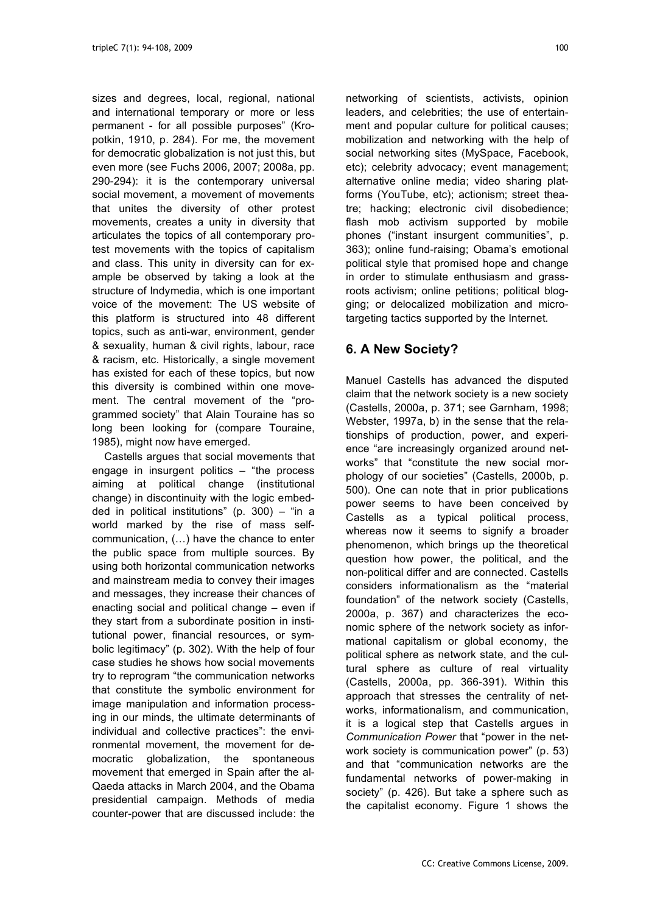sizes and degrees, local, regional, national and international temporary or more or less permanent - for all possible purposes" (Kropotkin, 1910, p. 284). For me, the movement for democratic globalization is not just this, but even more (see Fuchs 2006, 2007; 2008a, pp. 290-294): it is the contemporary universal social movement, a movement of movements that unites the diversity of other protest movements, creates a unity in diversity that articulates the topics of all contemporary protest movements with the topics of capitalism and class. This unity in diversity can for example be observed by taking a look at the structure of Indymedia, which is one important voice of the movement: The US website of this platform is structured into 48 different topics, such as anti-war, environment, gender & sexuality, human & civil rights, labour, race & racism, etc. Historically, a single movement has existed for each of these topics, but now this diversity is combined within one movement. The central movement of the "programmed society" that Alain Touraine has so long been looking for (compare Touraine, 1985), might now have emerged.

Castells argues that social movements that engage in insurgent politics – "the process aiming at political change (institutional change) in discontinuity with the logic embedded in political institutions" (p. 300) – "in a world marked by the rise of mass self-communication, (…) have the chance to enter the public space from multiple sources. By using both horizontal communication networks and mainstream media to convey their images and messages, they increase their chances of enacting social and political change – even if they start from a subordinate position in institutional power, financial resources, or symbolic legitimacy" (p. 302). With the help of four case studies he shows how social movements try to reprogram "the communication networks that constitute the symbolic environment for image manipulation and information processing in our minds, the ultimate determinants of individual and collective practices": the environmental movement, the movement for democratic globalization, the spontaneous movement that emerged in Spain after the al-Qaeda attacks in March 2004, and the Obama presidential campaign. Methods of media counter-power that are discussed include: the networking of scientists, activists, opinion leaders, and celebrities; the use of entertainment and popular culture for political causes; mobilization and networking with the help of social networking sites (MySpace, Facebook, etc); celebrity advocacy; event management; alternative online media; video sharing platforms (YouTube, etc); actionism; street theatre; hacking; electronic civil disobedience; flash mob activism supported by mobile phones ("instant insurgent communities", p. 363); online fund-raising; Obama's emotional political style that promised hope and change in order to stimulate enthusiasm and grassroots activism; online petitions; political blogging; or delocalized mobilization and micro-targeting tactics supported by the Internet.

## 6. A New Society?

Manuel Castells has advanced the disputed claim that the network society is a new society (Castells, 2000a, p. 371; see Garnham, 1998; Webster, 1997a, b) in the sense that the relationships of production, power, and experience "are increasingly organized around networks" that "constitute the new social morphology of our societies" (Castells, 2000b, p. 500). One can note that in prior publications power seems to have been conceived by Castells as a typical political process, whereas now it seems to signify a broader phenomenon, which brings up the theoretical question how power, the political, and the non-political differ and are connected. Castells considers informationalism as the "material foundation" of the network society (Castells, 2000a, p. 367) and characterizes the economic sphere of the network society as informational capitalism or global economy, the political sphere as network state, and the cultural sphere as culture of real virtuality (Castells, 2000a, pp. 366-391). Within this approach that stresses the centrality of networks, informationalism, and communication, it is a logical step that Castells argues in *Communication Power* that "power in the network society is communication power" (p. 53) and that "communication networks are the fundamental networks of power-making in society" (p. 426). But take a sphere such as the capitalist economy. Figure 1 shows the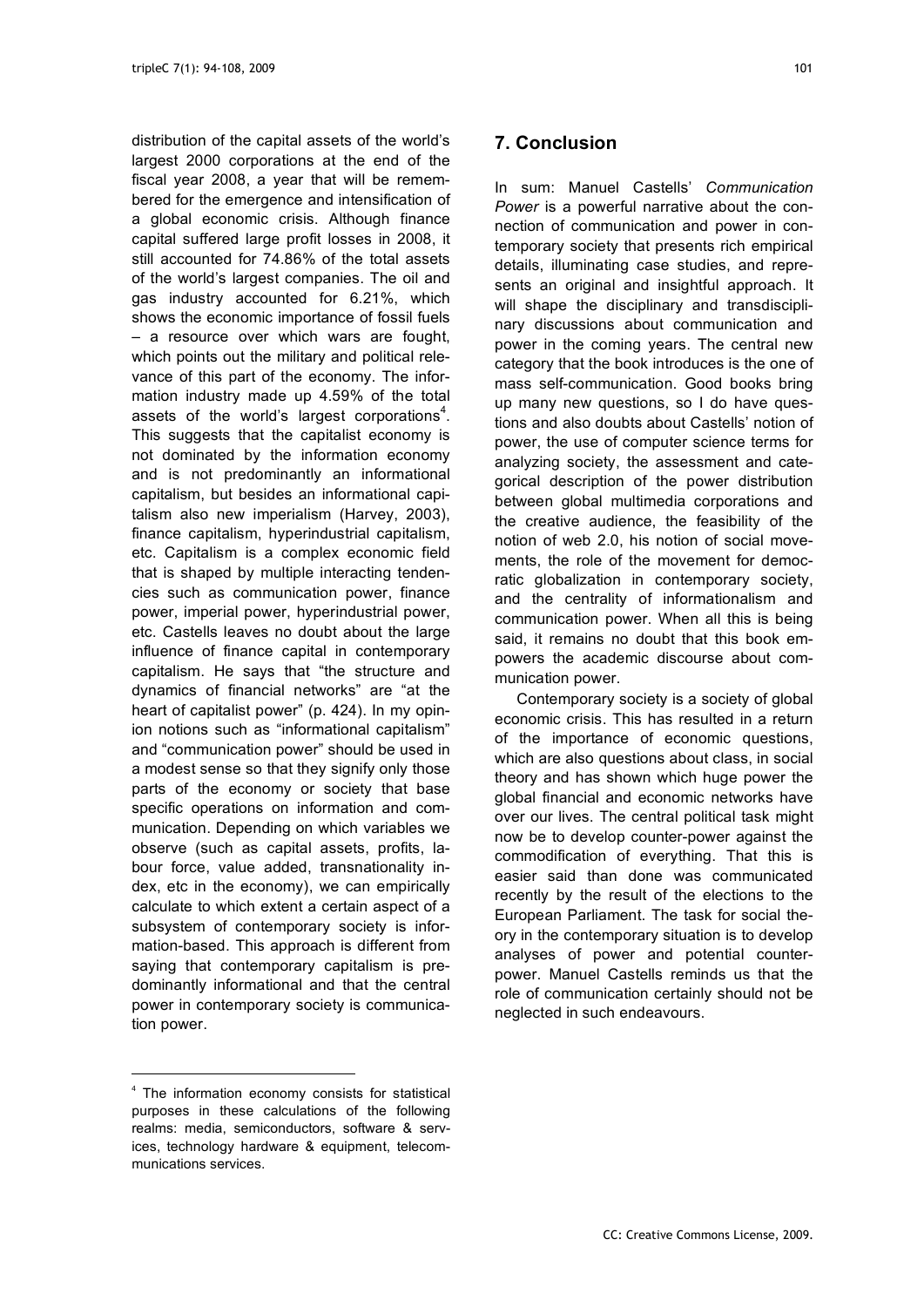distribution of the capital assets of the world's largest 2000 corporations at the end of the fiscal year 2008, a year that will be remembered for the emergence and intensification of a global economic crisis. Although finance capital suffered large profit losses in 2008, it still accounted for 74.86% of the total assets of the world's largest companies. The oil and gas industry accounted for 6.21%, which shows the economic importance of fossil fuels – a resource over which wars are fought, which points out the military and political relevance of this part of the economy. The information industry made up 4.59% of the total assets of the world's largest corporations[4]. This suggests that the capitalist economy is not dominated by the information economy and is not predominantly an informational capitalism, but besides an informational capitalism also new imperialism (Harvey, 2003), finance capitalism, hyperindustrial capitalism, etc. Capitalism is a complex economic field that is shaped by multiple interacting tendencies such as communication power, finance power, imperial power, hyperindustrial power, etc. Castells leaves no doubt about the large influence of finance capital in contemporary capitalism. He says that "the structure and dynamics of financial networks" are "at the heart of capitalist power" (p. 424). In my opinion notions such as "informational capitalism" and "communication power" should be used in a modest sense so that they signify only those parts of the economy or society that base specific operations on information and communication. Depending on which variables we observe (such as capital assets, profits, labour force, value added, transnationality index, etc in the economy), we can empirically calculate to which extent a certain aspect of a subsystem of contemporary society is information-based. This approach is different from saying that contemporary capitalism is predominantly informational and that the central power in contemporary society is communication power.

[4] The information economy consists for statistical purposes in these calculations of the following realms: media, semiconductors, software & services, technology hardware & equipment, telecommunications services.

## 7. Conclusion

In sum: Manuel Castells' *Communication Power* is a powerful narrative about the connection of communication and power in contemporary society that presents rich empirical details, illuminating case studies, and represents an original and insightful approach. It will shape the disciplinary and transdisciplinary discussions about communication and power in the coming years. The central new category that the book introduces is the one of mass self-communication. Good books bring up many new questions, so I do have questions and also doubts about Castells' notion of power, the use of computer science terms for analyzing society, the assessment and categorical description of the power distribution between global multimedia corporations and the creative audience, the feasibility of the notion of web 2.0, his notion of social movements, the role of the movement for democratic globalization in contemporary society, and the centrality of informationalism and communication power. When all this is being said, it remains no doubt that this book empowers the academic discourse about communication power.

Contemporary society is a society of global economic crisis. This has resulted in a return of the importance of economic questions, which are also questions about class, in social theory and has shown which huge power the global financial and economic networks have over our lives. The central political task might now be to develop counter-power against the commodification of everything. That this is easier said than done was communicated recently by the result of the elections to the European Parliament. The task for social theory in the contemporary situation is to develop analyses of power and potential counter-power. Manuel Castells reminds us that the role of communication certainly should not be neglected in such endeavours.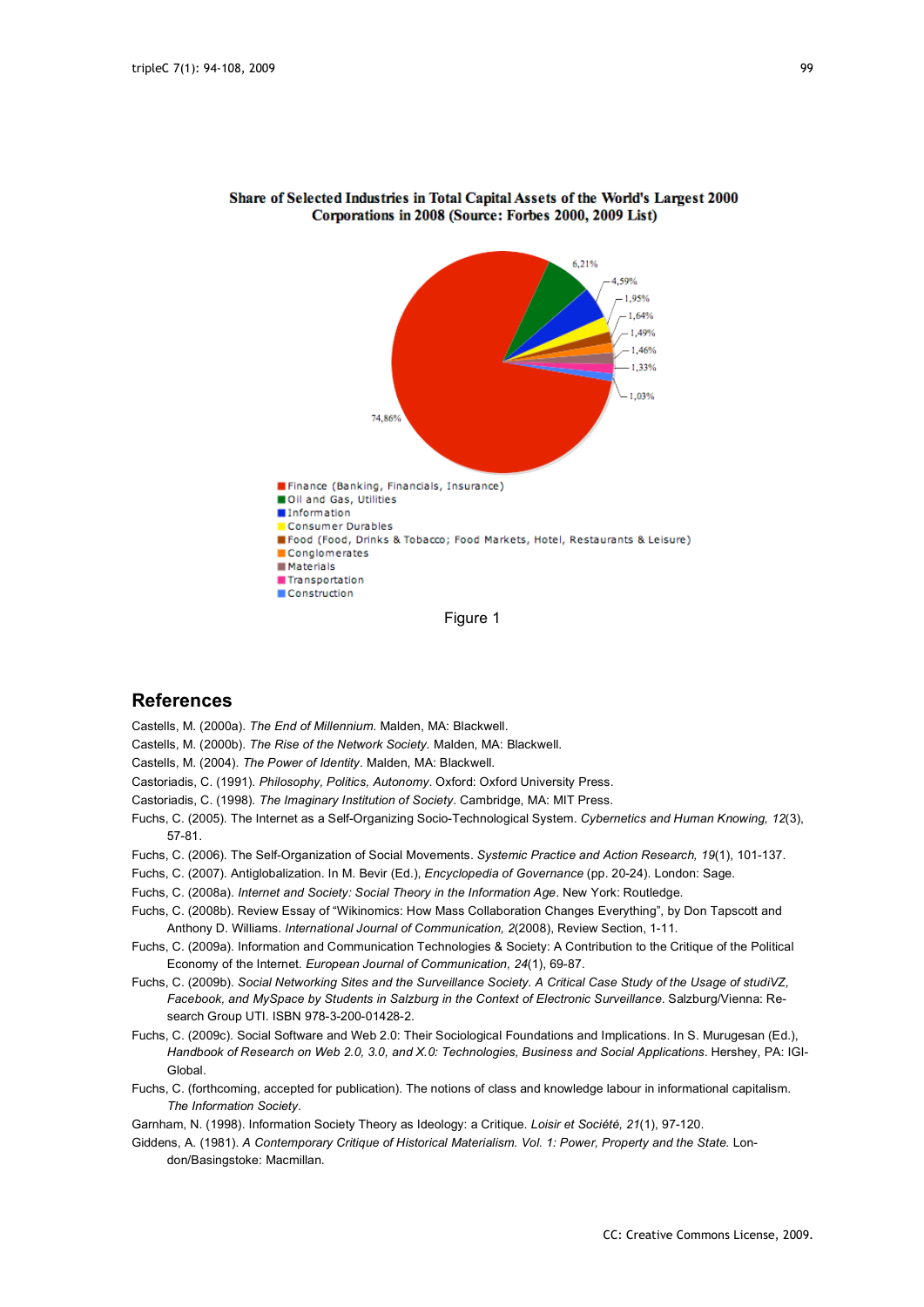**Share of Selected Industries in Total Capital Assets of the World's Largest 2000 Corporations in 2008 (Source: Forbes 2000, 2009 List)**

| Industry | Share |
|---|---|
| Finance (Banking, Financials, Insurance) | 74,86% |
| Oil and Gas, Utilities | 6,21% |
| Information | 4,59% |
| Consumer Durables | 1,95% |
| Food (Food, Drinks & Tobacco; Food Markets, Hotel, Restaurants & Leisure) | 1,64% |
| Conglomerates | 1,49% |
| Materials | 1,46% |
| Transportation | 1,33% |
| Construction | 1,03% |

Figure 1

## References

Castells, M. (2000a). *The End of Millennium*. Malden, MA: Blackwell.

Castells, M. (2000b). *The Rise of the Network Society*. Malden, MA: Blackwell.

Castells, M. (2004). *The Power of Identity*. Malden, MA: Blackwell.

Castoriadis, C. (1991). *Philosophy, Politics, Autonomy*. Oxford: Oxford University Press.

Castoriadis, C. (1998). *The Imaginary Institution of Society*. Cambridge, MA: MIT Press.

Fuchs, C. (2005). The Internet as a Self-Organizing Socio-Technological System. *Cybernetics and Human Knowing, 12*(3), 57-81.

Fuchs, C. (2006). The Self-Organization of Social Movements. *Systemic Practice and Action Research, 19*(1), 101-137.

Fuchs, C. (2007). Antiglobalization. In M. Bevir (Ed.), *Encyclopedia of Governance* (pp. 20-24). London: Sage.

Fuchs, C. (2008a). *Internet and Society: Social Theory in the Information Age*. New York: Routledge.

Fuchs, C. (2008b). Review Essay of "Wikinomics: How Mass Collaboration Changes Everything", by Don Tapscott and Anthony D. Williams. *International Journal of Communication, 2*(2008), Review Section, 1-11.

Fuchs, C. (2009a). Information and Communication Technologies & Society: A Contribution to the Critique of the Political Economy of the Internet. *European Journal of Communication, 24*(1), 69-87.

Fuchs, C. (2009b). *Social Networking Sites and the Surveillance Society. A Critical Case Study of the Usage of studiVZ, Facebook, and MySpace by Students in Salzburg in the Context of Electronic Surveillance*. Salzburg/Vienna: Research Group UTI. ISBN 978-3-200-01428-2.

Fuchs, C. (2009c). Social Software and Web 2.0: Their Sociological Foundations and Implications. In S. Murugesan (Ed.), *Handbook of Research on Web 2.0, 3.0, and X.0: Technologies, Business and Social Applications*. Hershey, PA: IGI-Global.

Fuchs, C. (forthcoming, accepted for publication). The notions of class and knowledge labour in informational capitalism. *The Information Society*.

Garnham, N. (1998). Information Society Theory as Ideology: a Critique. *Loisir et Société, 21*(1), 97-120.

Giddens, A. (1981). *A Contemporary Critique of Historical Materialism. Vol. 1: Power, Property and the State.* London/Basingstoke: Macmillan.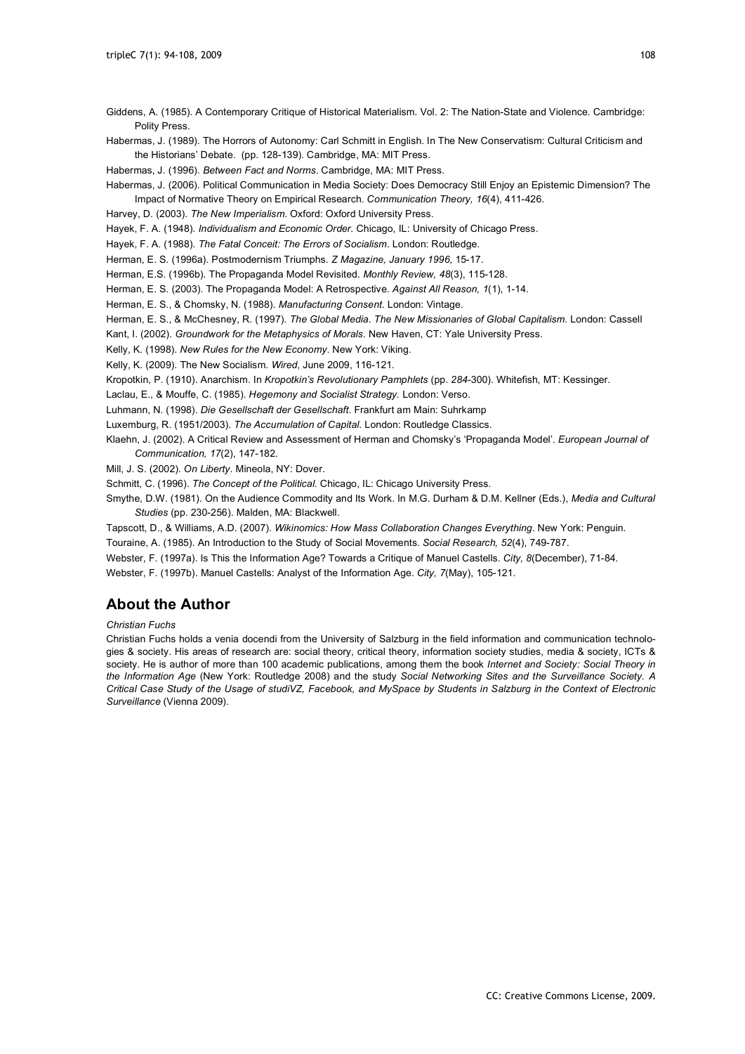Giddens, A. (1985). A Contemporary Critique of Historical Materialism. Vol. 2: The Nation-State and Violence. Cambridge: Polity Press.

Habermas, J. (1989). The Horrors of Autonomy: Carl Schmitt in English. In The New Conservatism: Cultural Criticism and the Historians' Debate. (pp. 128-139). Cambridge, MA: MIT Press.

Habermas, J. (1996). *Between Fact and Norms*. Cambridge, MA: MIT Press.

Habermas, J. (2006). Political Communication in Media Society: Does Democracy Still Enjoy an Epistemic Dimension? The Impact of Normative Theory on Empirical Research. *Communication Theory, 16*(4), 411-426.

Harvey, D. (2003). *The New Imperialism*. Oxford: Oxford University Press.

Hayek, F. A. (1948). *Individualism and Economic Order.* Chicago, IL: University of Chicago Press.

Hayek, F. A. (1988). *The Fatal Conceit: The Errors of Socialism*. London: Routledge.

Herman, E. S. (1996a). Postmodernism Triumphs. *Z Magazine, January 1996*, 15-17.

Herman, E.S. (1996b). The Propaganda Model Revisited. *Monthly Review, 48*(3), 115-128.

Herman, E. S. (2003). The Propaganda Model: A Retrospective. *Against All Reason, 1*(1), 1-14.

Herman, E. S., & Chomsky, N. (1988). *Manufacturing Consent*. London: Vintage.

Herman, E. S., & McChesney, R. (1997). *The Global Media. The New Missionaries of Global Capitalism*. London: Cassell

Kant, I. (2002). *Groundwork for the Metaphysics of Morals*. New Haven, CT: Yale University Press.

Kelly, K. (1998). *New Rules for the New Economy*. New York: Viking.

Kelly, K. (2009). The New Socialism. *Wired*, June 2009, 116-121.

Kropotkin, P. (1910). Anarchism. In *Kropotkin's Revolutionary Pamphlets* (pp. *284*-300). Whitefish, MT: Kessinger.

Laclau, E., & Mouffe, C. (1985). *Hegemony and Socialist Strategy.* London: Verso.

Luhmann, N. (1998). *Die Gesellschaft der Gesellschaft.* Frankfurt am Main: Suhrkamp

Luxemburg, R. (1951/2003). *The Accumulation of Capital.* London: Routledge Classics.

Klaehn, J. (2002). A Critical Review and Assessment of Herman and Chomsky's 'Propaganda Model'. *European Journal of Communication, 17*(2), 147-182.

Mill, J. S. (2002). *On Liberty*. Mineola, NY: Dover.

Schmitt, C. (1996). *The Concept of the Political.* Chicago, IL: Chicago University Press.

Smythe, D.W. (1981). On the Audience Commodity and Its Work. In M.G. Durham & D.M. Kellner (Eds.), *Media and Cultural Studies* (pp. 230-256). Malden, MA: Blackwell.

Tapscott, D., & Williams, A.D. (2007). *Wikinomics: How Mass Collaboration Changes Everything*. New York: Penguin.

Touraine, A. (1985). An Introduction to the Study of Social Movements. *Social Research, 52*(4), 749-787.

Webster, F. (1997a). Is This the Information Age? Towards a Critique of Manuel Castells. *City, 8*(December), 71-84.

Webster, F. (1997b). Manuel Castells: Analyst of the Information Age. *City, 7*(May), 105-121.

## About the Author

*Christian Fuchs*

Christian Fuchs holds a venia docendi from the University of Salzburg in the field information and communication technologies & society. His areas of research are: social theory, critical theory, information society studies, media & society, ICTs & society. He is author of more than 100 academic publications, among them the book *Internet and Society: Social Theory in the Information Age* (New York: Routledge 2008) and the study *Social Networking Sites and the Surveillance Society. A Critical Case Study of the Usage of studiVZ, Facebook, and MySpace by Students in Salzburg in the Context of Electronic Surveillance* (Vienna 2009).